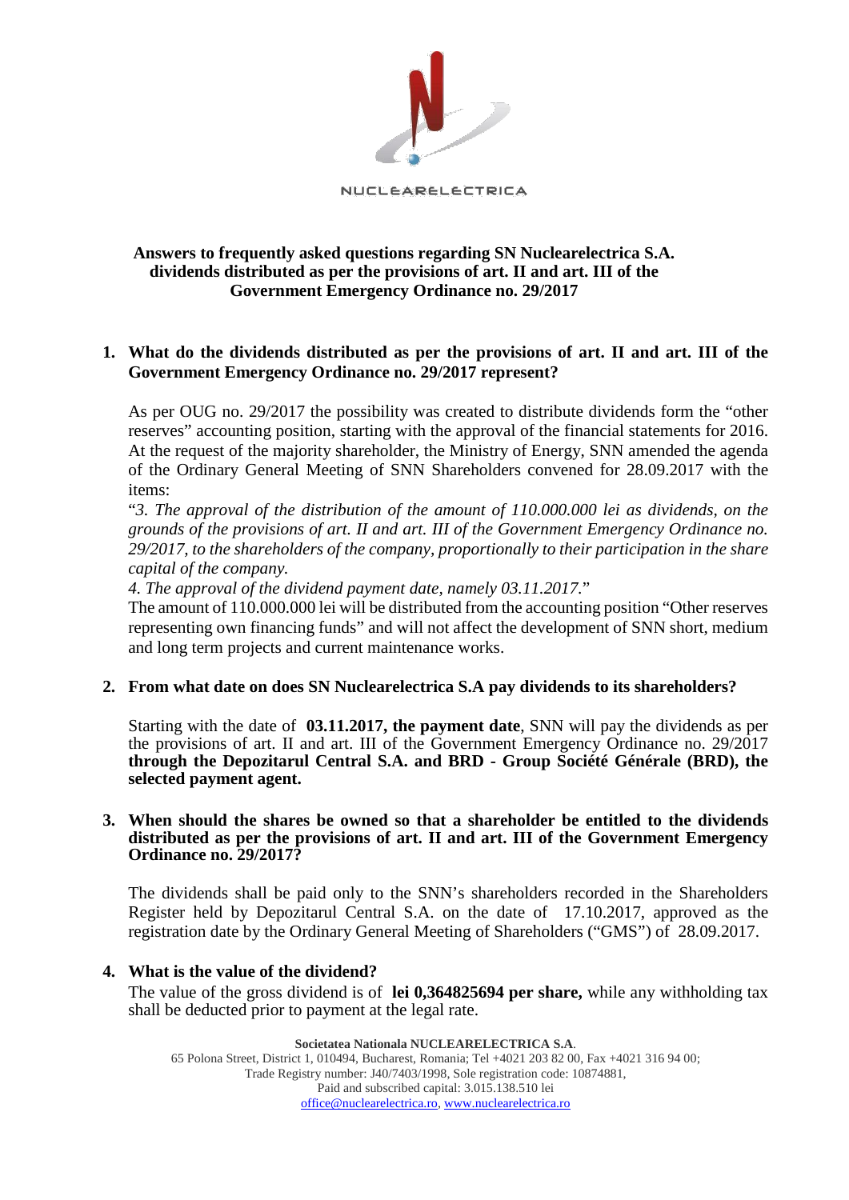NUCLEARELECTRICA

# Answers to frequently asked questions regarding SN Nuclearelectrica S.A. dividends distributed as per the provisions of art. II and art. III of the Government Emergency Ordinance no. 29/2017

1. **What do the dividends distributed as per the provisions of art. II and art. III of the Government Emergency Ordinance no. 29/2017 represent?**

   As per OUG no. 29/2017 the possibility was created to distribute dividends form the "other reserves" accounting position, starting with the approval of the financial statements for 2016. At the request of the majority shareholder, the Ministry of Energy, SNN amended the agenda of the Ordinary General Meeting of SNN Shareholders convened for 28.09.2017 with the items:
   "*3. The approval of the distribution of the amount of 110.000.000 lei as dividends, on the grounds of the provisions of art. II and art. III of the Government Emergency Ordinance no. 29/2017, to the shareholders of the company, proportionally to their participation in the share capital of the company.*
   *4. The approval of the dividend payment date, namely 03.11.2017.*"
   The amount of 110.000.000 lei will be distributed from the accounting position "Other reserves representing own financing funds" and will not affect the development of SNN short, medium and long term projects and current maintenance works.

2. **From what date on does SN Nuclearelectrica S.A pay dividends to its shareholders?**

   Starting with the date of **03.11.2017, the payment date**, SNN will pay the dividends as per the provisions of art. II and art. III of the Government Emergency Ordinance no. 29/2017 **through the Depozitarul Central S.A. and BRD - Group Société Générale (BRD), the selected payment agent.**

3. **When should the shares be owned so that a shareholder be entitled to the dividends distributed as per the provisions of art. II and art. III of the Government Emergency Ordinance no. 29/2017?**

   The dividends shall be paid only to the SNN's shareholders recorded in the Shareholders Register held by Depozitarul Central S.A. on the date of 17.10.2017, approved as the registration date by the Ordinary General Meeting of Shareholders ("GMS") of 28.09.2017.

4. **What is the value of the dividend?**
   The value of the gross dividend is of **lei 0,364825694 per share,** while any withholding tax shall be deducted prior to payment at the legal rate.

**Societatea Nationala NUCLEARELECTRICA S.A.**
65 Polona Street, District 1, 010494, Bucharest, Romania; Tel +4021 203 82 00, Fax +4021 316 94 00;
Trade Registry number: J40/7403/1998, Sole registration code: 10874881,
Paid and subscribed capital: 3.015.138.510 lei
office@nuclearelectrica.ro, www.nuclearelectrica.ro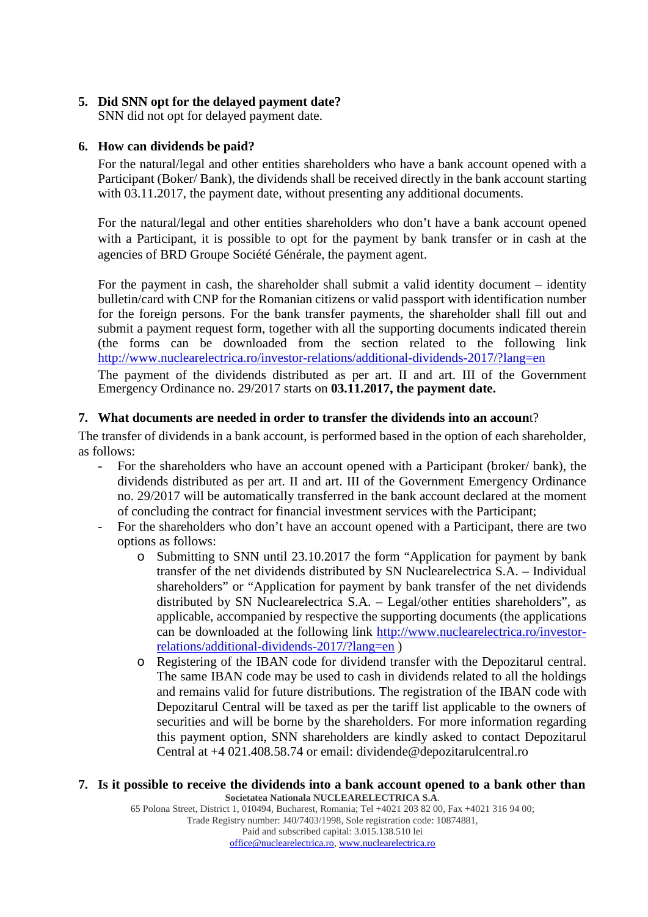**5. Did SNN opt for the delayed payment date?**

SNN did not opt for delayed payment date.

**6. How can dividends be paid?**

For the natural/legal and other entities shareholders who have a bank account opened with a Participant (Boker/ Bank), the dividends shall be received directly in the bank account starting with 03.11.2017, the payment date, without presenting any additional documents.

For the natural/legal and other entities shareholders who don't have a bank account opened with a Participant, it is possible to opt for the payment by bank transfer or in cash at the agencies of BRD Groupe Société Générale, the payment agent.

For the payment in cash, the shareholder shall submit a valid identity document – identity bulletin/card with CNP for the Romanian citizens or valid passport with identification number for the foreign persons. For the bank transfer payments, the shareholder shall fill out and submit a payment request form, together with all the supporting documents indicated therein (the forms can be downloaded from the section related to the following link http://www.nuclearelectrica.ro/investor-relations/additional-dividends-2017/?lang=en

The payment of the dividends distributed as per art. II and art. III of the Government Emergency Ordinance no. 29/2017 starts on **03.11.2017, the payment date.**

**7. What documents are needed in order to transfer the dividends into an account?**

The transfer of dividends in a bank account, is performed based in the option of each shareholder, as follows:

- For the shareholders who have an account opened with a Participant (broker/ bank), the dividends distributed as per art. II and art. III of the Government Emergency Ordinance no. 29/2017 will be automatically transferred in the bank account declared at the moment of concluding the contract for financial investment services with the Participant;
- For the shareholders who don't have an account opened with a Participant, there are two options as follows:
  - Submitting to SNN until 23.10.2017 the form "Application for payment by bank transfer of the net dividends distributed by SN Nuclearelectrica S.A. – Individual shareholders" or "Application for payment by bank transfer of the net dividends distributed by SN Nuclearelectrica S.A. – Legal/other entities shareholders", as applicable, accompanied by respective the supporting documents (the applications can be downloaded at the following link http://www.nuclearelectrica.ro/investor-relations/additional-dividends-2017/?lang=en )
  - Registering of the IBAN code for dividend transfer with the Depozitarul central. The same IBAN code may be used to cash in dividends related to all the holdings and remains valid for future distributions. The registration of the IBAN code with Depozitarul Central will be taxed as per the tariff list applicable to the owners of securities and will be borne by the shareholders. For more information regarding this payment option, SNN shareholders are kindly asked to contact Depozitarul Central at +4 021.408.58.74 or email: dividende@depozitarulcentral.ro

**7. Is it possible to receive the dividends into a bank account opened to a bank other than**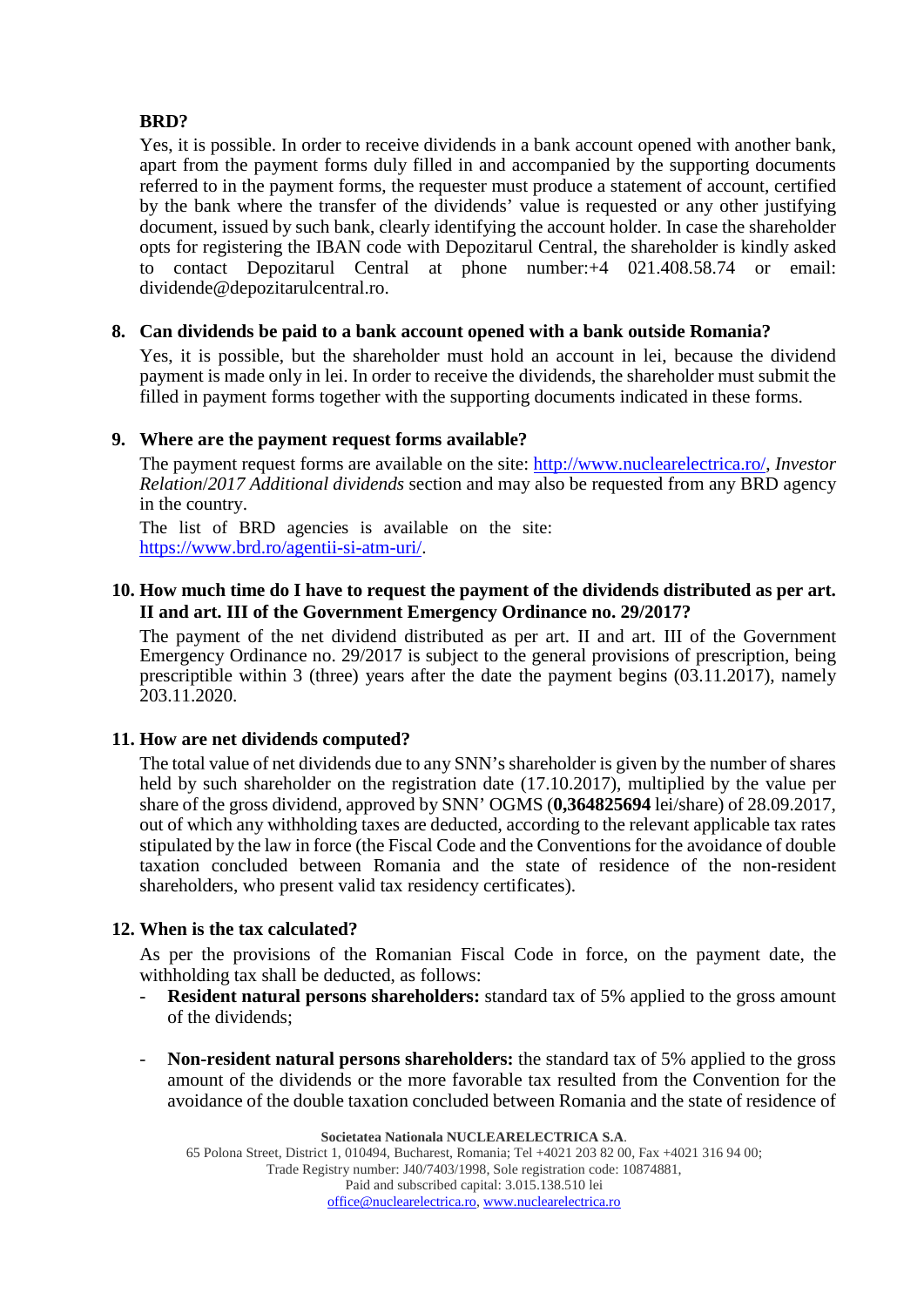**BRD?**

Yes, it is possible. In order to receive dividends in a bank account opened with another bank, apart from the payment forms duly filled in and accompanied by the supporting documents referred to in the payment forms, the requester must produce a statement of account, certified by the bank where the transfer of the dividends' value is requested or any other justifying document, issued by such bank, clearly identifying the account holder. In case the shareholder opts for registering the IBAN code with Depozitarul Central, the shareholder is kindly asked to contact Depozitarul Central at phone number:+4 021.408.58.74 or email: dividende@depozitarulcentral.ro.

**8. Can dividends be paid to a bank account opened with a bank outside Romania?**

Yes, it is possible, but the shareholder must hold an account in lei, because the dividend payment is made only in lei. In order to receive the dividends, the shareholder must submit the filled in payment forms together with the supporting documents indicated in these forms.

**9. Where are the payment request forms available?**

The payment request forms are available on the site: [http://www.nuclearelectrica.ro/](http://www.nuclearelectrica.ro/), *Investor Relation*/*2017 Additional dividends* section and may also be requested from any BRD agency in the country.

The list of BRD agencies is available on the site: [https://www.brd.ro/agentii-si-atm-uri/](https://www.brd.ro/agentii-si-atm-uri/).

**10. How much time do I have to request the payment of the dividends distributed as per art. II and art. III of the Government Emergency Ordinance no. 29/2017?**

The payment of the net dividend distributed as per art. II and art. III of the Government Emergency Ordinance no. 29/2017 is subject to the general provisions of prescription, being prescriptible within 3 (three) years after the date the payment begins (03.11.2017), namely 203.11.2020.

**11. How are net dividends computed?**

The total value of net dividends due to any SNN's shareholder is given by the number of shares held by such shareholder on the registration date (17.10.2017), multiplied by the value per share of the gross dividend, approved by SNN' OGMS (**0,364825694** lei/share) of 28.09.2017, out of which any withholding taxes are deducted, according to the relevant applicable tax rates stipulated by the law in force (the Fiscal Code and the Conventions for the avoidance of double taxation concluded between Romania and the state of residence of the non-resident shareholders, who present valid tax residency certificates).

**12. When is the tax calculated?**

As per the provisions of the Romanian Fiscal Code in force, on the payment date, the withholding tax shall be deducted, as follows:

- **Resident natural persons shareholders:** standard tax of 5% applied to the gross amount of the dividends;

- **Non-resident natural persons shareholders:** the standard tax of 5% applied to the gross amount of the dividends or the more favorable tax resulted from the Convention for the avoidance of the double taxation concluded between Romania and the state of residence of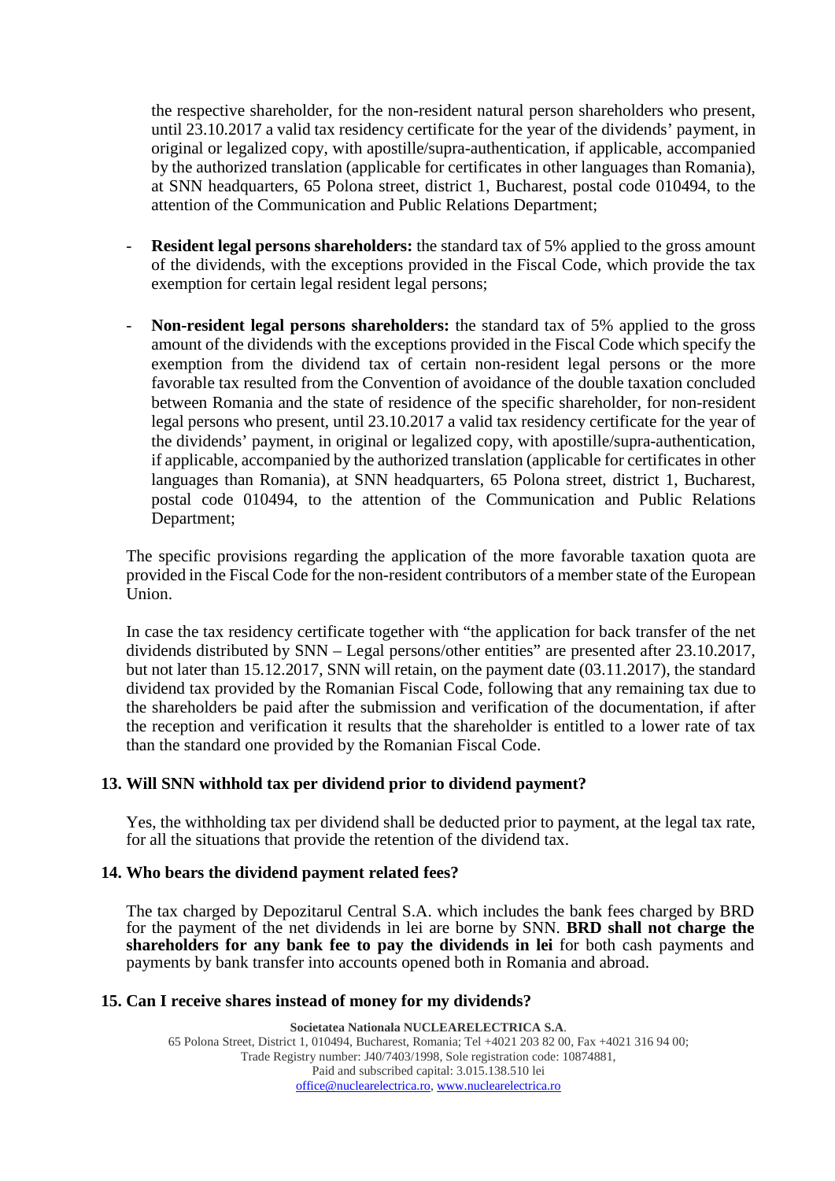the respective shareholder, for the non-resident natural person shareholders who present, until 23.10.2017 a valid tax residency certificate for the year of the dividends' payment, in original or legalized copy, with apostille/supra-authentication, if applicable, accompanied by the authorized translation (applicable for certificates in other languages than Romania), at SNN headquarters, 65 Polona street, district 1, Bucharest, postal code 010494, to the attention of the Communication and Public Relations Department;

- **Resident legal persons shareholders:** the standard tax of 5% applied to the gross amount of the dividends, with the exceptions provided in the Fiscal Code, which provide the tax exemption for certain legal resident legal persons;
- **Non-resident legal persons shareholders:** the standard tax of 5% applied to the gross amount of the dividends with the exceptions provided in the Fiscal Code which specify the exemption from the dividend tax of certain non-resident legal persons or the more favorable tax resulted from the Convention of avoidance of the double taxation concluded between Romania and the state of residence of the specific shareholder, for non-resident legal persons who present, until 23.10.2017 a valid tax residency certificate for the year of the dividends' payment, in original or legalized copy, with apostille/supra-authentication, if applicable, accompanied by the authorized translation (applicable for certificates in other languages than Romania), at SNN headquarters, 65 Polona street, district 1, Bucharest, postal code 010494, to the attention of the Communication and Public Relations Department;

The specific provisions regarding the application of the more favorable taxation quota are provided in the Fiscal Code for the non-resident contributors of a member state of the European Union.

In case the tax residency certificate together with "the application for back transfer of the net dividends distributed by SNN – Legal persons/other entities" are presented after 23.10.2017, but not later than 15.12.2017, SNN will retain, on the payment date (03.11.2017), the standard dividend tax provided by the Romanian Fiscal Code, following that any remaining tax due to the shareholders be paid after the submission and verification of the documentation, if after the reception and verification it results that the shareholder is entitled to a lower rate of tax than the standard one provided by the Romanian Fiscal Code.

### 13. Will SNN withhold tax per dividend prior to dividend payment?

Yes, the withholding tax per dividend shall be deducted prior to payment, at the legal tax rate, for all the situations that provide the retention of the dividend tax.

### 14. Who bears the dividend payment related fees?

The tax charged by Depozitarul Central S.A. which includes the bank fees charged by BRD for the payment of the net dividends in lei are borne by SNN. **BRD shall not charge the shareholders for any bank fee to pay the dividends in lei** for both cash payments and payments by bank transfer into accounts opened both in Romania and abroad.

### 15. Can I receive shares instead of money for my dividends?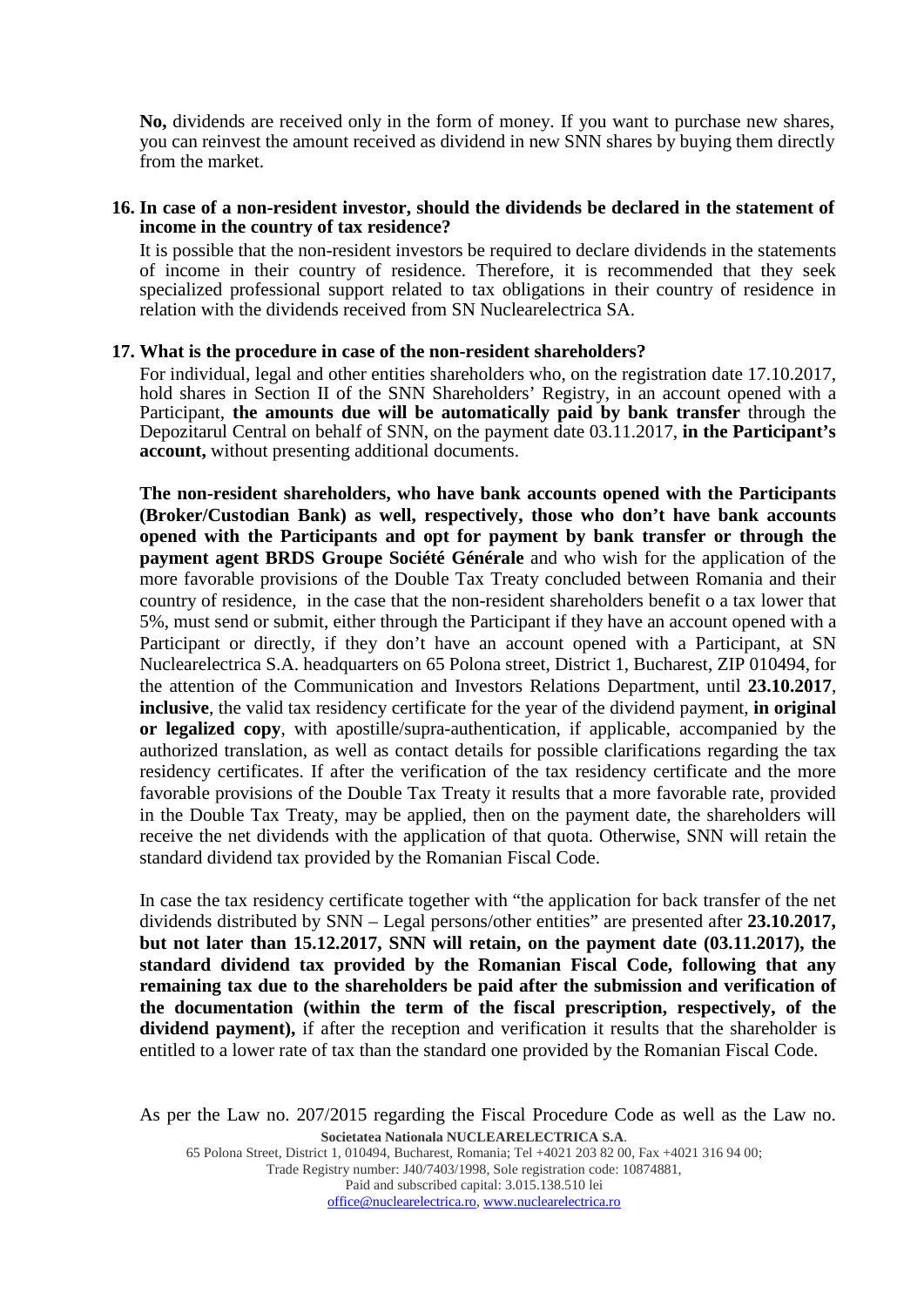**No,** dividends are received only in the form of money. If you want to purchase new shares, you can reinvest the amount received as dividend in new SNN shares by buying them directly from the market.

**16. In case of a non-resident investor, should the dividends be declared in the statement of income in the country of tax residence?**

It is possible that the non-resident investors be required to declare dividends in the statements of income in their country of residence. Therefore, it is recommended that they seek specialized professional support related to tax obligations in their country of residence in relation with the dividends received from SN Nuclearelectrica SA.

**17. What is the procedure in case of the non-resident shareholders?**

For individual, legal and other entities shareholders who, on the registration date 17.10.2017, hold shares in Section II of the SNN Shareholders' Registry, in an account opened with a Participant, **the amounts due will be automatically paid by bank transfer** through the Depozitarul Central on behalf of SNN, on the payment date 03.11.2017, **in the Participant's account,** without presenting additional documents.

**The non-resident shareholders, who have bank accounts opened with the Participants (Broker/Custodian Bank) as well, respectively, those who don't have bank accounts opened with the Participants and opt for payment by bank transfer or through the payment agent BRDS Groupe Société Générale** and who wish for the application of the more favorable provisions of the Double Tax Treaty concluded between Romania and their country of residence, in the case that the non-resident shareholders benefit o a tax lower that 5%, must send or submit, either through the Participant if they have an account opened with a Participant or directly, if they don't have an account opened with a Participant, at SN Nuclearelectrica S.A. headquarters on 65 Polona street, District 1, Bucharest, ZIP 010494, for the attention of the Communication and Investors Relations Department, until **23.10.2017**, **inclusive**, the valid tax residency certificate for the year of the dividend payment, **in original or legalized copy**, with apostille/supra-authentication, if applicable, accompanied by the authorized translation, as well as contact details for possible clarifications regarding the tax residency certificates. If after the verification of the tax residency certificate and the more favorable provisions of the Double Tax Treaty it results that a more favorable rate, provided in the Double Tax Treaty, may be applied, then on the payment date, the shareholders will receive the net dividends with the application of that quota. Otherwise, SNN will retain the standard dividend tax provided by the Romanian Fiscal Code.

In case the tax residency certificate together with "the application for back transfer of the net dividends distributed by SNN – Legal persons/other entities" are presented after **23.10.2017, but not later than 15.12.2017, SNN will retain, on the payment date (03.11.2017), the standard dividend tax provided by the Romanian Fiscal Code, following that any remaining tax due to the shareholders be paid after the submission and verification of the documentation (within the term of the fiscal prescription, respectively, of the dividend payment),** if after the reception and verification it results that the shareholder is entitled to a lower rate of tax than the standard one provided by the Romanian Fiscal Code.

As per the Law no. 207/2015 regarding the Fiscal Procedure Code as well as the Law no.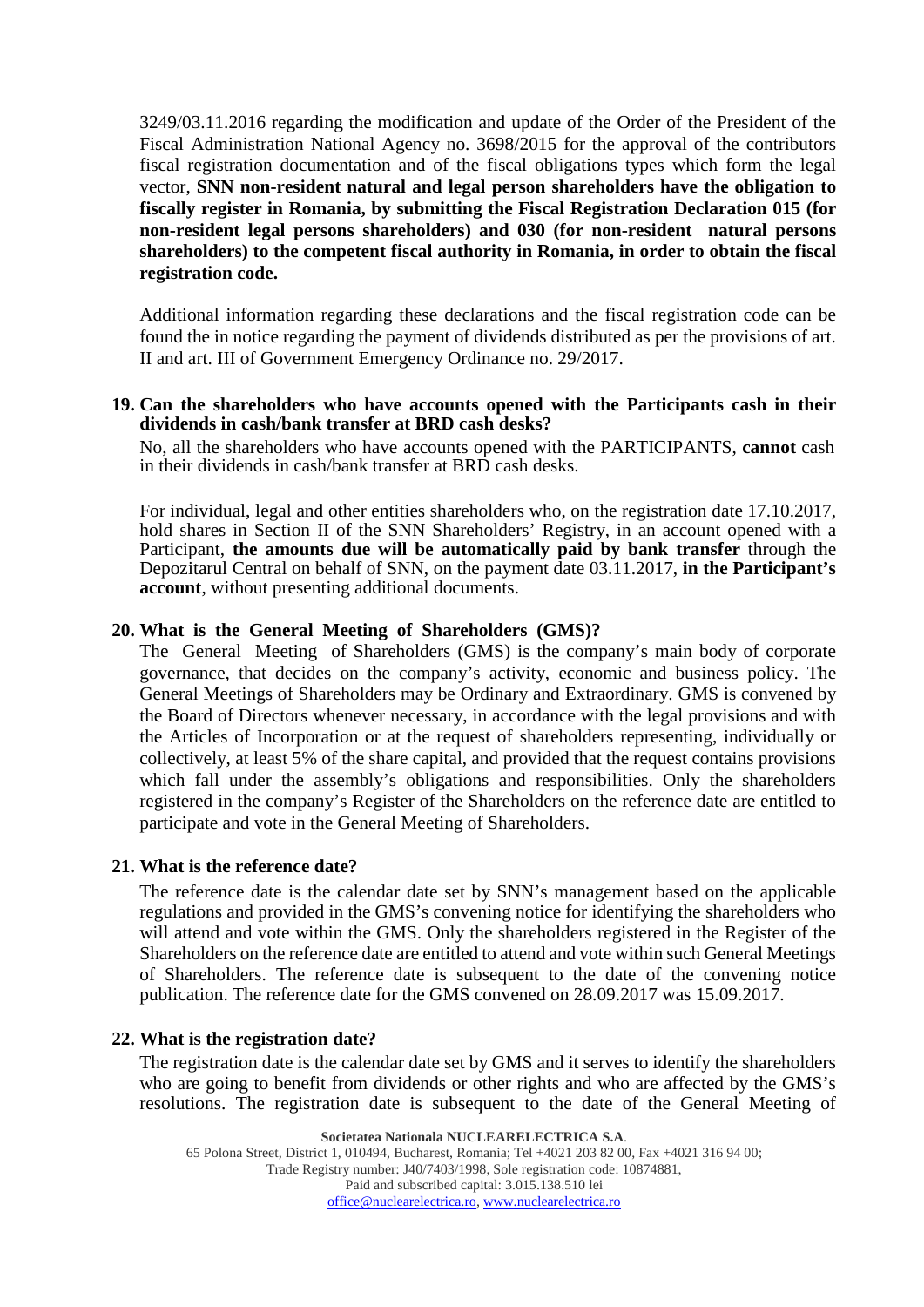3249/03.11.2016 regarding the modification and update of the Order of the President of the Fiscal Administration National Agency no. 3698/2015 for the approval of the contributors fiscal registration documentation and of the fiscal obligations types which form the legal vector, **SNN non-resident natural and legal person shareholders have the obligation to fiscally register in Romania, by submitting the Fiscal Registration Declaration 015 (for non-resident legal persons shareholders) and 030 (for non-resident natural persons shareholders) to the competent fiscal authority in Romania, in order to obtain the fiscal registration code.**

Additional information regarding these declarations and the fiscal registration code can be found the in notice regarding the payment of dividends distributed as per the provisions of art. II and art. III of Government Emergency Ordinance no. 29/2017.

**19. Can the shareholders who have accounts opened with the Participants cash in their dividends in cash/bank transfer at BRD cash desks?**

No, all the shareholders who have accounts opened with the PARTICIPANTS, **cannot** cash in their dividends in cash/bank transfer at BRD cash desks.

For individual, legal and other entities shareholders who, on the registration date 17.10.2017, hold shares in Section II of the SNN Shareholders' Registry, in an account opened with a Participant, **the amounts due will be automatically paid by bank transfer** through the Depozitarul Central on behalf of SNN, on the payment date 03.11.2017, **in the Participant's account**, without presenting additional documents.

**20. What is the General Meeting of Shareholders (GMS)?**

The General Meeting of Shareholders (GMS) is the company's main body of corporate governance, that decides on the company's activity, economic and business policy. The General Meetings of Shareholders may be Ordinary and Extraordinary. GMS is convened by the Board of Directors whenever necessary, in accordance with the legal provisions and with the Articles of Incorporation or at the request of shareholders representing, individually or collectively, at least 5% of the share capital, and provided that the request contains provisions which fall under the assembly's obligations and responsibilities. Only the shareholders registered in the company's Register of the Shareholders on the reference date are entitled to participate and vote in the General Meeting of Shareholders.

**21. What is the reference date?**

The reference date is the calendar date set by SNN's management based on the applicable regulations and provided in the GMS's convening notice for identifying the shareholders who will attend and vote within the GMS. Only the shareholders registered in the Register of the Shareholders on the reference date are entitled to attend and vote within such General Meetings of Shareholders. The reference date is subsequent to the date of the convening notice publication. The reference date for the GMS convened on 28.09.2017 was 15.09.2017.

**22. What is the registration date?**

The registration date is the calendar date set by GMS and it serves to identify the shareholders who are going to benefit from dividends or other rights and who are affected by the GMS's resolutions. The registration date is subsequent to the date of the General Meeting of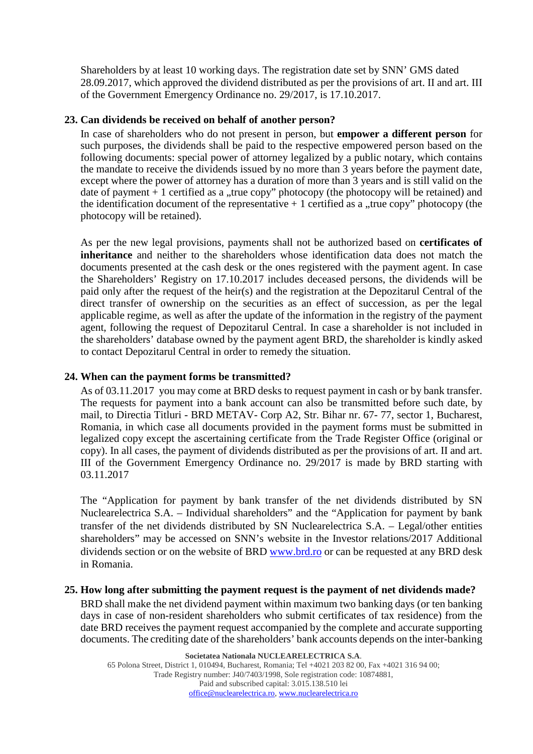Shareholders by at least 10 working days. The registration date set by SNN' GMS dated 28.09.2017, which approved the dividend distributed as per the provisions of art. II and art. III of the Government Emergency Ordinance no. 29/2017, is 17.10.2017.

**23. Can dividends be received on behalf of another person?**

In case of shareholders who do not present in person, but **empower a different person** for such purposes, the dividends shall be paid to the respective empowered person based on the following documents: special power of attorney legalized by a public notary, which contains the mandate to receive the dividends issued by no more than 3 years before the payment date, except where the power of attorney has a duration of more than 3 years and is still valid on the date of payment + 1 certified as a „true copy" photocopy (the photocopy will be retained) and the identification document of the representative + 1 certified as a „true copy" photocopy (the photocopy will be retained).

As per the new legal provisions, payments shall not be authorized based on **certificates of inheritance** and neither to the shareholders whose identification data does not match the documents presented at the cash desk or the ones registered with the payment agent. In case the Shareholders' Registry on 17.10.2017 includes deceased persons, the dividends will be paid only after the request of the heir(s) and the registration at the Depozitarul Central of the direct transfer of ownership on the securities as an effect of succession, as per the legal applicable regime, as well as after the update of the information in the registry of the payment agent, following the request of Depozitarul Central. In case a shareholder is not included in the shareholders' database owned by the payment agent BRD, the shareholder is kindly asked to contact Depozitarul Central in order to remedy the situation.

**24. When can the payment forms be transmitted?**

As of 03.11.2017 you may come at BRD desks to request payment in cash or by bank transfer. The requests for payment into a bank account can also be transmitted before such date, by mail, to Directia Titluri - BRD METAV- Corp A2, Str. Bihar nr. 67- 77, sector 1, Bucharest, Romania, in which case all documents provided in the payment forms must be submitted in legalized copy except the ascertaining certificate from the Trade Register Office (original or copy). In all cases, the payment of dividends distributed as per the provisions of art. II and art. III of the Government Emergency Ordinance no. 29/2017 is made by BRD starting with 03.11.2017

The "Application for payment by bank transfer of the net dividends distributed by SN Nuclearelectrica S.A. – Individual shareholders" and the "Application for payment by bank transfer of the net dividends distributed by SN Nuclearelectrica S.A. – Legal/other entities shareholders" may be accessed on SNN's website in the Investor relations/2017 Additional dividends section or on the website of BRD www.brd.ro or can be requested at any BRD desk in Romania.

**25. How long after submitting the payment request is the payment of net dividends made?**

BRD shall make the net dividend payment within maximum two banking days (or ten banking days in case of non-resident shareholders who submit certificates of tax residence) from the date BRD receives the payment request accompanied by the complete and accurate supporting documents. The crediting date of the shareholders' bank accounts depends on the inter-banking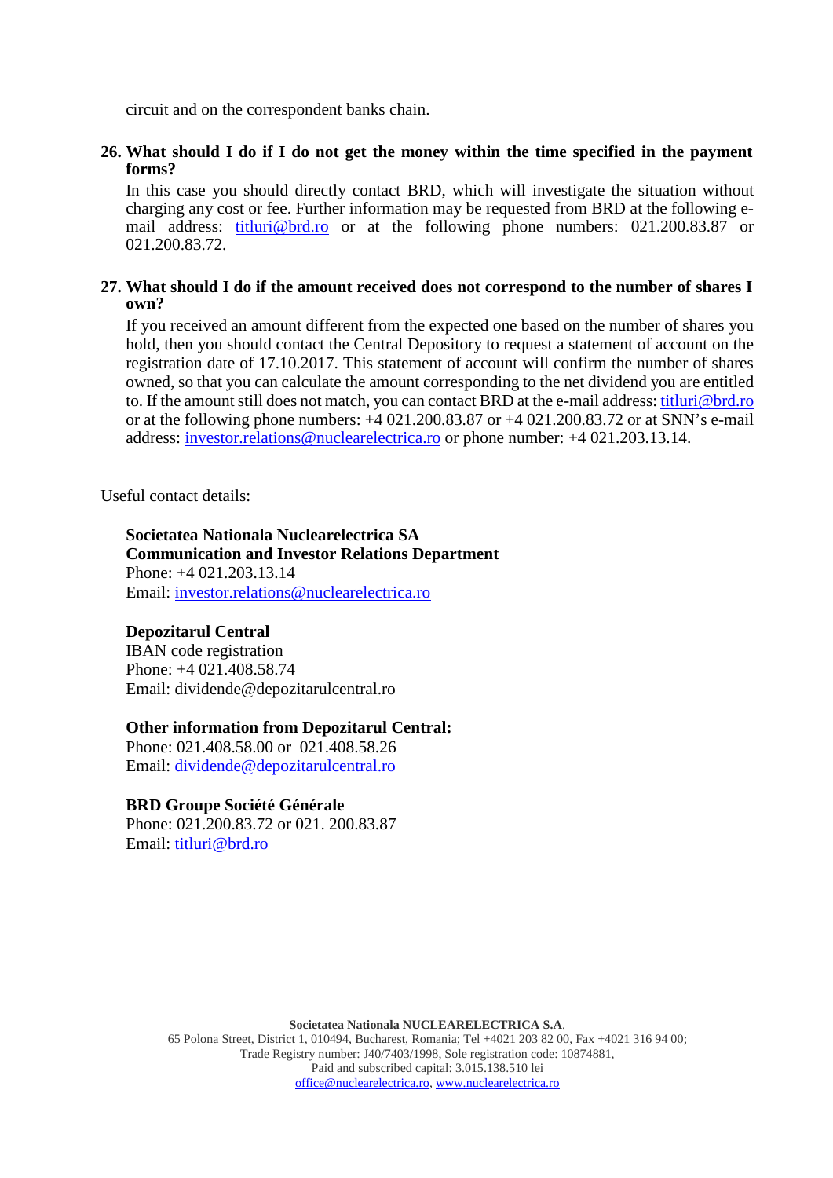circuit and on the correspondent banks chain.

**26. What should I do if I do not get the money within the time specified in the payment forms?**

In this case you should directly contact BRD, which will investigate the situation without charging any cost or fee. Further information may be requested from BRD at the following e-mail address: titluri@brd.ro or at the following phone numbers: 021.200.83.87 or 021.200.83.72.

**27. What should I do if the amount received does not correspond to the number of shares I own?**

If you received an amount different from the expected one based on the number of shares you hold, then you should contact the Central Depository to request a statement of account on the registration date of 17.10.2017. This statement of account will confirm the number of shares owned, so that you can calculate the amount corresponding to the net dividend you are entitled to. If the amount still does not match, you can contact BRD at the e-mail address: titluri@brd.ro or at the following phone numbers: +4 021.200.83.87 or +4 021.200.83.72 or at SNN's e-mail address: investor.relations@nuclearelectrica.ro or phone number: +4 021.203.13.14.

Useful contact details:

**Societatea Nationala Nuclearelectrica SA**
**Communication and Investor Relations Department**
Phone: +4 021.203.13.14
Email: investor.relations@nuclearelectrica.ro

**Depozitarul Central**
IBAN code registration
Phone: +4 021.408.58.74
Email: dividende@depozitarulcentral.ro

**Other information from Depozitarul Central:**
Phone: 021.408.58.00 or 021.408.58.26
Email: dividende@depozitarulcentral.ro

**BRD Groupe Société Générale**
Phone: 021.200.83.72 or 021. 200.83.87
Email: titluri@brd.ro